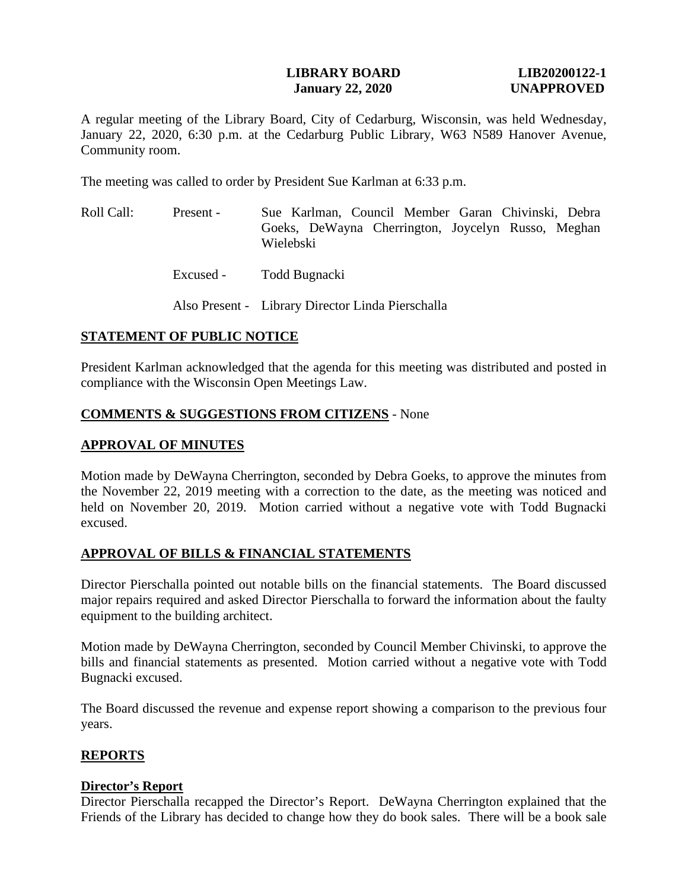**LIBRARY BOARD** **LIB20200122-1**
**January 22, 2020** **UNAPPROVED**

A regular meeting of the Library Board, City of Cedarburg, Wisconsin, was held Wednesday, January 22, 2020, 6:30 p.m. at the Cedarburg Public Library, W63 N589 Hanover Avenue, Community room.

The meeting was called to order by President Sue Karlman at 6:33 p.m.

Roll Call: Present - Sue Karlman, Council Member Garan Chivinski, Debra Goeks, DeWayna Cherrington, Joycelyn Russo, Meghan Wielebski

Excused - Todd Bugnacki

Also Present - Library Director Linda Pierschalla

## STATEMENT OF PUBLIC NOTICE

President Karlman acknowledged that the agenda for this meeting was distributed and posted in compliance with the Wisconsin Open Meetings Law.

## COMMENTS & SUGGESTIONS FROM CITIZENS - None

## APPROVAL OF MINUTES

Motion made by DeWayna Cherrington, seconded by Debra Goeks, to approve the minutes from the November 22, 2019 meeting with a correction to the date, as the meeting was noticed and held on November 20, 2019. Motion carried without a negative vote with Todd Bugnacki excused.

## APPROVAL OF BILLS & FINANCIAL STATEMENTS

Director Pierschalla pointed out notable bills on the financial statements. The Board discussed major repairs required and asked Director Pierschalla to forward the information about the faulty equipment to the building architect.

Motion made by DeWayna Cherrington, seconded by Council Member Chivinski, to approve the bills and financial statements as presented. Motion carried without a negative vote with Todd Bugnacki excused.

The Board discussed the revenue and expense report showing a comparison to the previous four years.

## REPORTS

### Director's Report

Director Pierschalla recapped the Director's Report. DeWayna Cherrington explained that the Friends of the Library has decided to change how they do book sales. There will be a book sale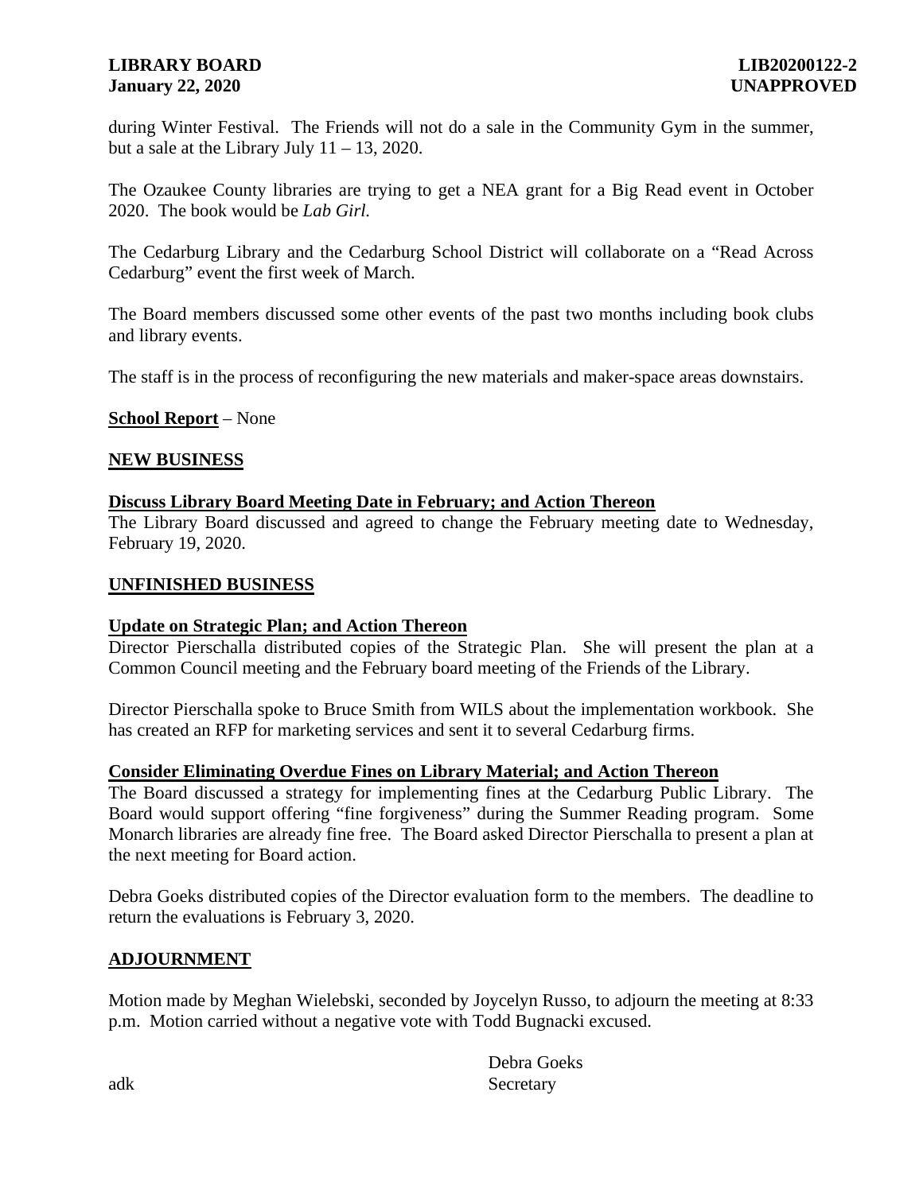during Winter Festival. The Friends will not do a sale in the Community Gym in the summer, but a sale at the Library July 11 – 13, 2020.

The Ozaukee County libraries are trying to get a NEA grant for a Big Read event in October 2020. The book would be *Lab Girl.*

The Cedarburg Library and the Cedarburg School District will collaborate on a "Read Across Cedarburg" event the first week of March.

The Board members discussed some other events of the past two months including book clubs and library events.

The staff is in the process of reconfiguring the new materials and maker-space areas downstairs.

**School Report** – None

## NEW BUSINESS

### Discuss Library Board Meeting Date in February; and Action Thereon

The Library Board discussed and agreed to change the February meeting date to Wednesday, February 19, 2020.

## UNFINISHED BUSINESS

### Update on Strategic Plan; and Action Thereon

Director Pierschalla distributed copies of the Strategic Plan. She will present the plan at a Common Council meeting and the February board meeting of the Friends of the Library.

Director Pierschalla spoke to Bruce Smith from WILS about the implementation workbook. She has created an RFP for marketing services and sent it to several Cedarburg firms.

### Consider Eliminating Overdue Fines on Library Material; and Action Thereon

The Board discussed a strategy for implementing fines at the Cedarburg Public Library. The Board would support offering "fine forgiveness" during the Summer Reading program. Some Monarch libraries are already fine free. The Board asked Director Pierschalla to present a plan at the next meeting for Board action.

Debra Goeks distributed copies of the Director evaluation form to the members. The deadline to return the evaluations is February 3, 2020.

## ADJOURNMENT

Motion made by Meghan Wielebski, seconded by Joycelyn Russo, to adjourn the meeting at 8:33 p.m. Motion carried without a negative vote with Todd Bugnacki excused.

Debra Goeks
Secretary

adk